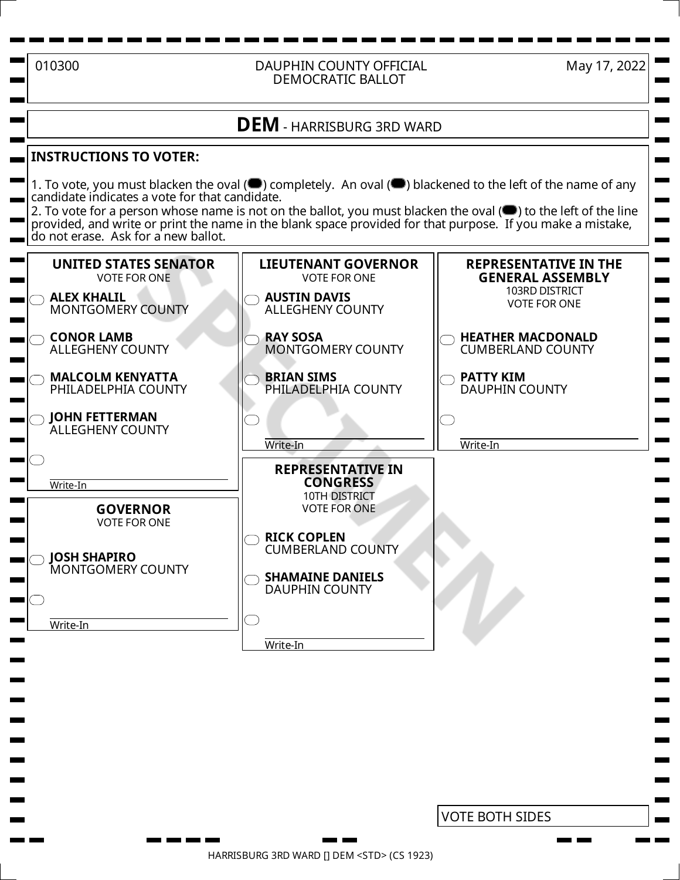010300

DAUPHIN COUNTY OFFICIAL
DEMOCRATIC BALLOT

May 17, 2022

# DEM - HARRISBURG 3RD WARD

**INSTRUCTIONS TO VOTER:**

1. To vote, you must blacken the oval (⬬) completely. An oval (⬬) blackened to the left of the name of any candidate indicates a vote for that candidate.
2. To vote for a person whose name is not on the ballot, you must blacken the oval (⬬) to the left of the line provided, and write or print the name in the blank space provided for that purpose. If you make a mistake, do not erase. Ask for a new ballot.

## UNITED STATES SENATOR
VOTE FOR ONE

- ⬭ **ALEX KHALIL**
  MONTGOMERY COUNTY
- ⬭ **CONOR LAMB**
  ALLEGHENY COUNTY
- ⬭ **MALCOLM KENYATTA**
  PHILADELPHIA COUNTY
- ⬭ **JOHN FETTERMAN**
  ALLEGHENY COUNTY
- ⬭ ______________
  Write-In

## GOVERNOR
VOTE FOR ONE

- ⬭ **JOSH SHAPIRO**
  MONTGOMERY COUNTY
- ⬭ ______________
  Write-In

## LIEUTENANT GOVERNOR
VOTE FOR ONE

- ⬭ **AUSTIN DAVIS**
  ALLEGHENY COUNTY
- ⬭ **RAY SOSA**
  MONTGOMERY COUNTY
- ⬭ **BRIAN SIMS**
  PHILADELPHIA COUNTY
- ⬭ ______________
  Write-In

## REPRESENTATIVE IN CONGRESS
10TH DISTRICT
VOTE FOR ONE

- ⬭ **RICK COPLEN**
  CUMBERLAND COUNTY
- ⬭ **SHAMAINE DANIELS**
  DAUPHIN COUNTY
- ⬭ ______________
  Write-In

## REPRESENTATIVE IN THE GENERAL ASSEMBLY
103RD DISTRICT
VOTE FOR ONE

- ⬭ **HEATHER MACDONALD**
  CUMBERLAND COUNTY
- ⬭ **PATTY KIM**
  DAUPHIN COUNTY
- ⬭ ______________
  Write-In

VOTE BOTH SIDES

HARRISBURG 3RD WARD [] DEM <STD> (CS 1923)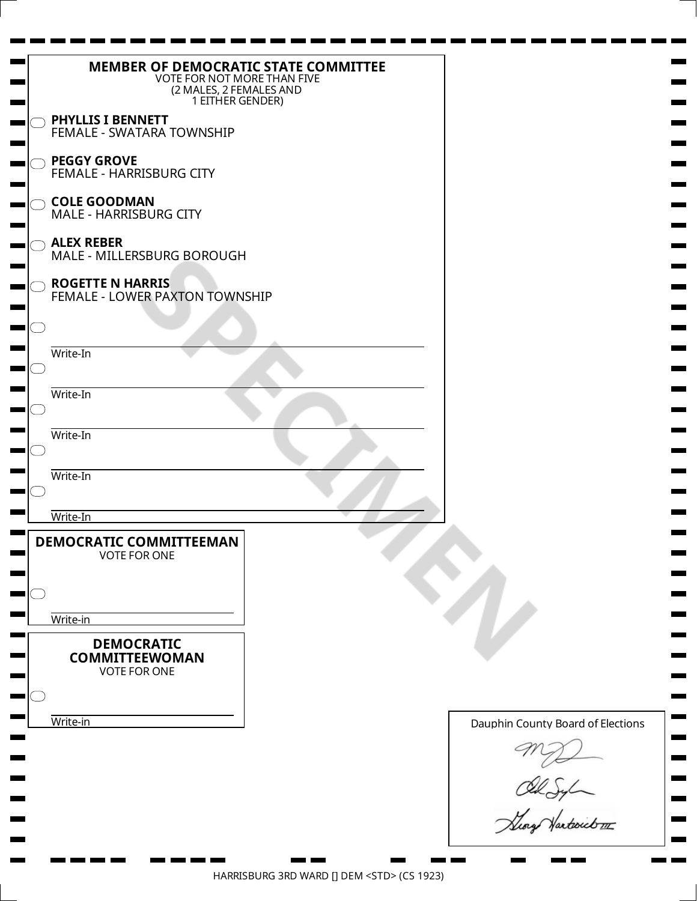## MEMBER OF DEMOCRATIC STATE COMMITTEE

VOTE FOR NOT MORE THAN FIVE
(2 MALES, 2 FEMALES AND
1 EITHER GENDER)

- ⬭ **PHYLLIS I BENNETT**
  FEMALE - SWATARA TOWNSHIP
- ⬭ **PEGGY GROVE**
  FEMALE - HARRISBURG CITY
- ⬭ **COLE GOODMAN**
  MALE - HARRISBURG CITY
- ⬭ **ALEX REBER**
  MALE - MILLERSBURG BOROUGH
- ⬭ **ROGETTE N HARRIS**
  FEMALE - LOWER PAXTON TOWNSHIP
- ⬭ Write-In
- ⬭ Write-In
- ⬭ Write-In
- ⬭ Write-In
- ⬭ Write-In

## DEMOCRATIC COMMITTEEMAN

VOTE FOR ONE

- ⬭ Write-in

## DEMOCRATIC COMMITTEEWOMAN

VOTE FOR ONE

- ⬭ Write-in

SPECIMEN

Dauphin County Board of Elections

HARRISBURG 3RD WARD [] DEM <STD> (CS 1923)